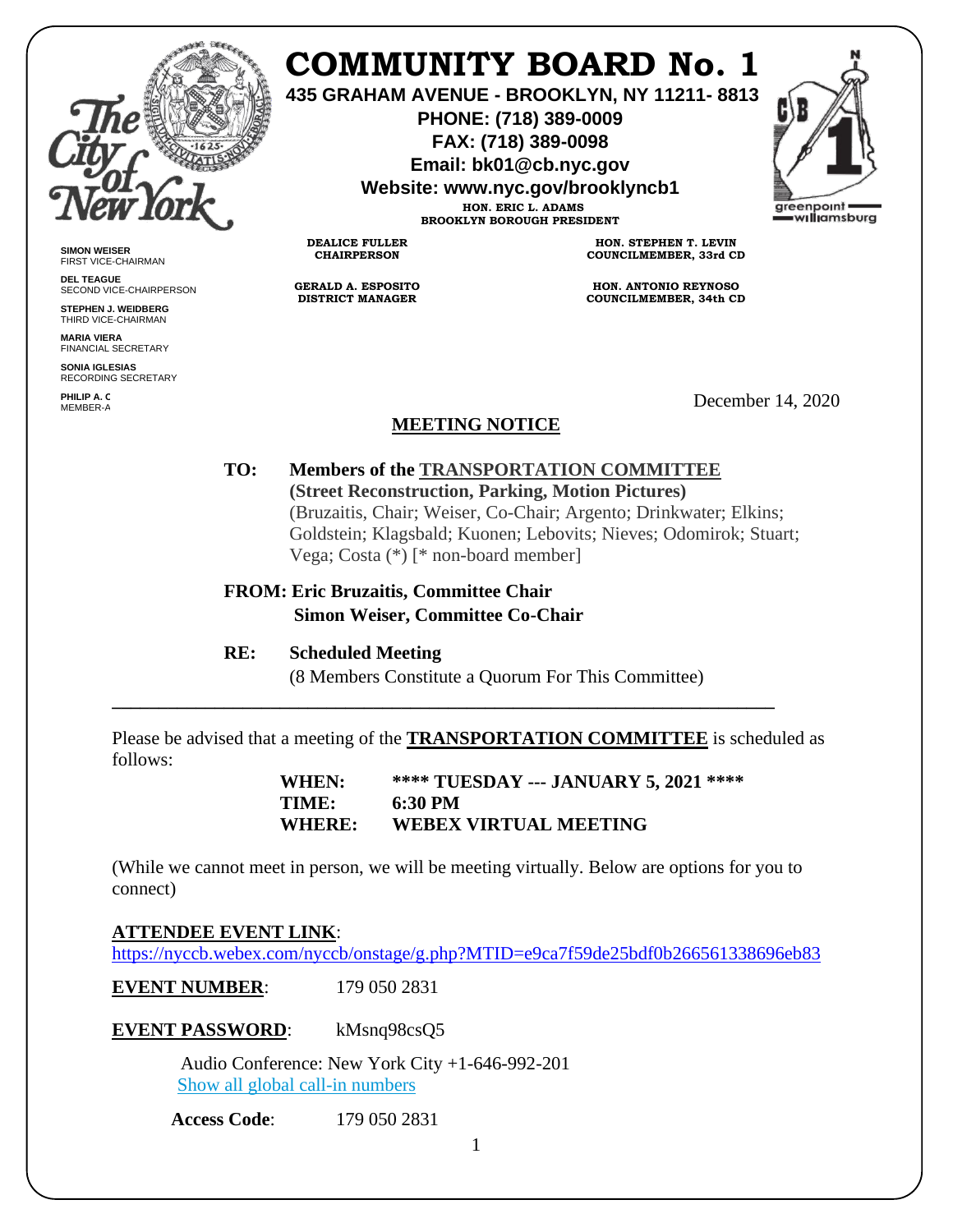# COMMUNITY BOARD No. 1

**435 GRAHAM AVENUE - BROOKLYN, NY 11211- 8813**
**PHONE: (718) 389-0009**
**FAX: (718) 389-0098**
**Email: bk01@cb.nyc.gov**
**Website: www.nyc.gov/brooklyncb1**

**HON. ERIC L. ADAMS**
**BROOKLYN BOROUGH PRESIDENT**

**DEALICE FULLER**
**CHAIRPERSON**

**HON. STEPHEN T. LEVIN**
**COUNCILMEMBER, 33rd CD**

**GERALD A. ESPOSITO**
**DISTRICT MANAGER**

**HON. ANTONIO REYNOSO**
**COUNCILMEMBER, 34th CD**

**SIMON WEISER**
FIRST VICE-CHAIRMAN

**DEL TEAGUE**
SECOND VICE-CHAIRPERSON

**STEPHEN J. WEIDBERG**
THIRD VICE-CHAIRMAN

**MARIA VIERA**
FINANCIAL SECRETARY

**SONIA IGLESIAS**
RECORDING SECRETARY

**PHILIP A. C**
MEMBER-A

December 14, 2020

## MEETING NOTICE

**TO:** **Members of the TRANSPORTATION COMMITTEE**
**(Street Reconstruction, Parking, Motion Pictures)**
(Bruzaitis, Chair; Weiser, Co-Chair; Argento; Drinkwater; Elkins; Goldstein; Klagsbald; Kuonen; Lebovits; Nieves; Odomirok; Stuart; Vega; Costa (*) [* non-board member]

**FROM: Eric Bruzaitis, Committee Chair**
**Simon Weiser, Committee Co-Chair**

**RE:** **Scheduled Meeting**
(8 Members Constitute a Quorum For This Committee)

---

Please be advised that a meeting of the **TRANSPORTATION COMMITTEE** is scheduled as follows:

**WHEN:** **\*\*\*\* TUESDAY --- JANUARY 5, 2021 \*\*\*\***
**TIME:** **6:30 PM**
**WHERE:** **WEBEX VIRTUAL MEETING**

(While we cannot meet in person, we will be meeting virtually. Below are options for you to connect)

**ATTENDEE EVENT LINK**:
https://nyccb.webex.com/nyccb/onstage/g.php?MTID=e9ca7f59de25bdf0b266561338696eb83

**EVENT NUMBER**: 179 050 2831

**EVENT PASSWORD**: kMsnq98csQ5

Audio Conference: New York City +1-646-992-201
Show all global call-in numbers

**Access Code**: 179 050 2831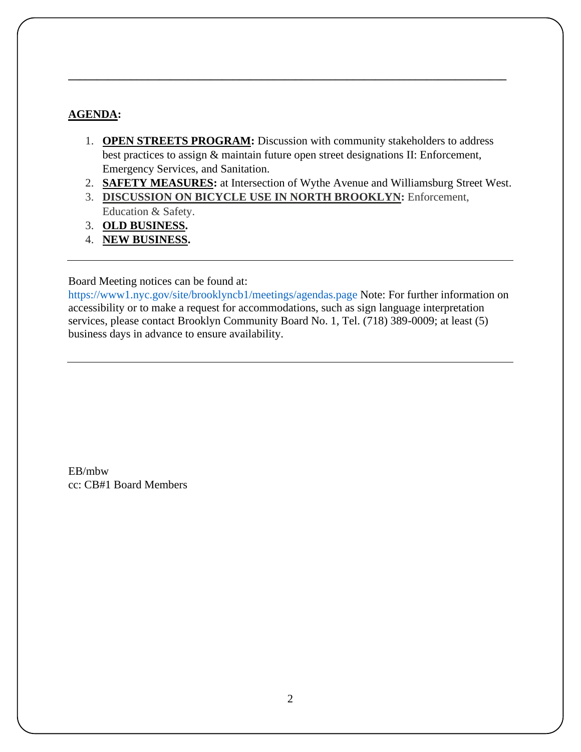---

**AGENDA:**

1. **OPEN STREETS PROGRAM:** Discussion with community stakeholders to address best practices to assign & maintain future open street designations II: Enforcement, Emergency Services, and Sanitation.
2. **SAFETY MEASURES:** at Intersection of Wythe Avenue and Williamsburg Street West.
3. **DISCUSSION ON BICYCLE USE IN NORTH BROOKLYN:** Enforcement, Education & Safety.
3. **OLD BUSINESS.**
4. **NEW BUSINESS.**

---

Board Meeting notices can be found at:
https://www1.nyc.gov/site/brooklyncb1/meetings/agendas.page Note: For further information on accessibility or to make a request for accommodations, such as sign language interpretation services, please contact Brooklyn Community Board No. 1, Tel. (718) 389-0009; at least (5) business days in advance to ensure availability.

---

EB/mbw
cc: CB#1 Board Members